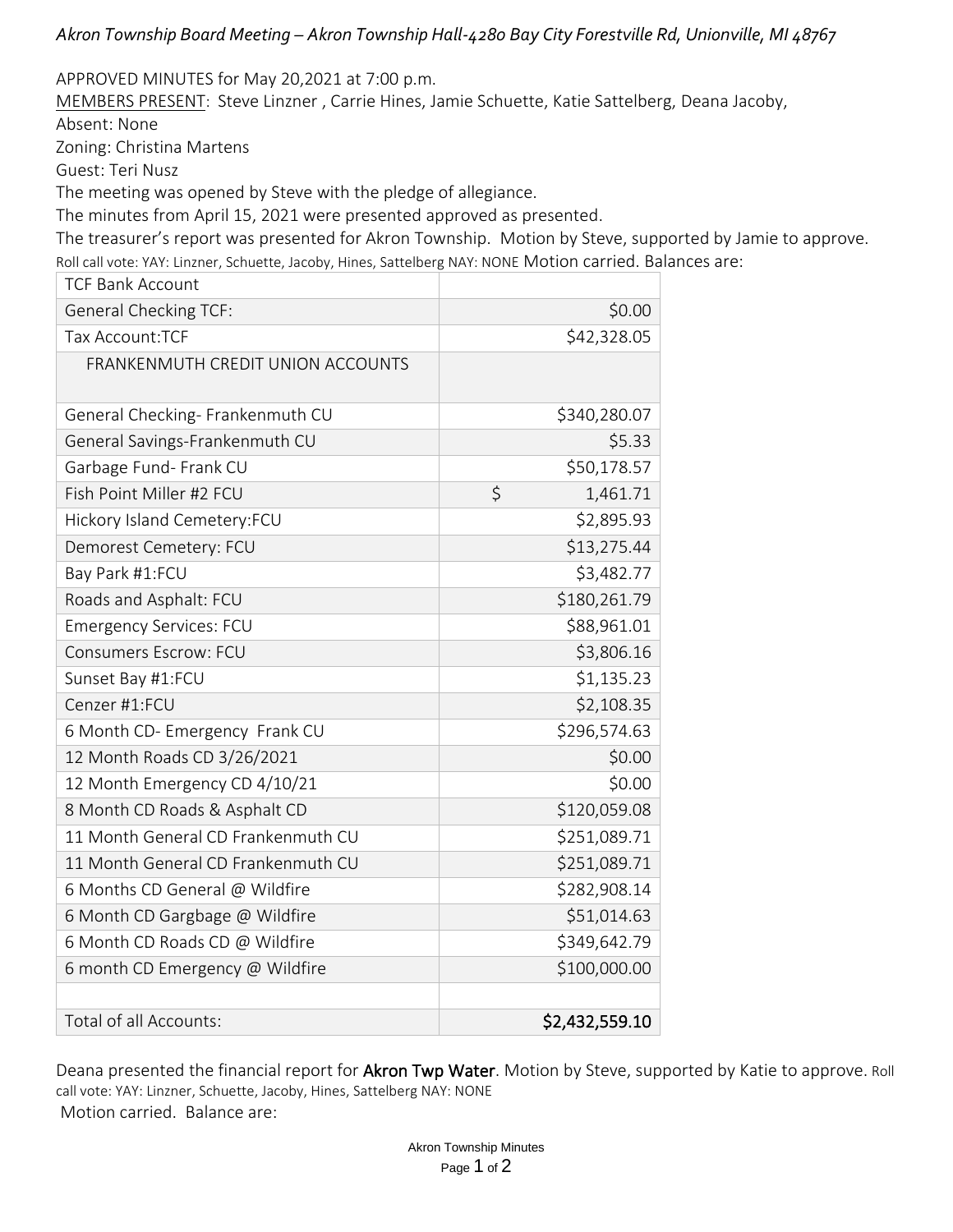*Akron Township Board Meeting – Akron Township Hall-4280 Bay City Forestville Rd, Unionville, MI 48767*

APPROVED MINUTES for May 20,2021 at 7:00 p.m.

MEMBERS PRESENT: Steve Linzner , Carrie Hines, Jamie Schuette, Katie Sattelberg, Deana Jacoby,

Absent: None

Zoning: Christina Martens

Guest: Teri Nusz

The meeting was opened by Steve with the pledge of allegiance.

The minutes from April 15, 2021 were presented approved as presented.

The treasurer's report was presented for Akron Township. Motion by Steve, supported by Jamie to approve. Roll call vote: YAY: Linzner, Schuette, Jacoby, Hines, Sattelberg NAY: NONE Motion carried. Balances are:

| TCF Bank Account | |
|---|---|
| General Checking TCF: | $0.00 |
| Tax Account:TCF | $42,328.05 |
| FRANKENMUTH CREDIT UNION ACCOUNTS | |
| General Checking- Frankenmuth CU | $340,280.07 |
| General Savings-Frankenmuth CU | $5.33 |
| Garbage Fund- Frank CU | $50,178.57 |
| Fish Point Miller #2 FCU | $ 1,461.71 |
| Hickory Island Cemetery:FCU | $2,895.93 |
| Demorest Cemetery: FCU | $13,275.44 |
| Bay Park #1:FCU | $3,482.77 |
| Roads and Asphalt: FCU | $180,261.79 |
| Emergency Services: FCU | $88,961.01 |
| Consumers Escrow: FCU | $3,806.16 |
| Sunset Bay #1:FCU | $1,135.23 |
| Cenzer #1:FCU | $2,108.35 |
| 6 Month CD- Emergency Frank CU | $296,574.63 |
| 12 Month Roads CD 3/26/2021 | $0.00 |
| 12 Month Emergency CD 4/10/21 | $0.00 |
| 8 Month CD Roads & Asphalt CD | $120,059.08 |
| 11 Month General CD Frankenmuth CU | $251,089.71 |
| 11 Month General CD Frankenmuth CU | $251,089.71 |
| 6 Months CD General @ Wildfire | $282,908.14 |
| 6 Month CD Gargbage @ Wildfire | $51,014.63 |
| 6 Month CD Roads CD @ Wildfire | $349,642.79 |
| 6 month CD Emergency @ Wildfire | $100,000.00 |
| | |
| Total of all Accounts: | **$2,432,559.10** |

Deana presented the financial report for **Akron Twp Water**. Motion by Steve, supported by Katie to approve. Roll call vote: YAY: Linzner, Schuette, Jacoby, Hines, Sattelberg NAY: NONE

Motion carried. Balance are: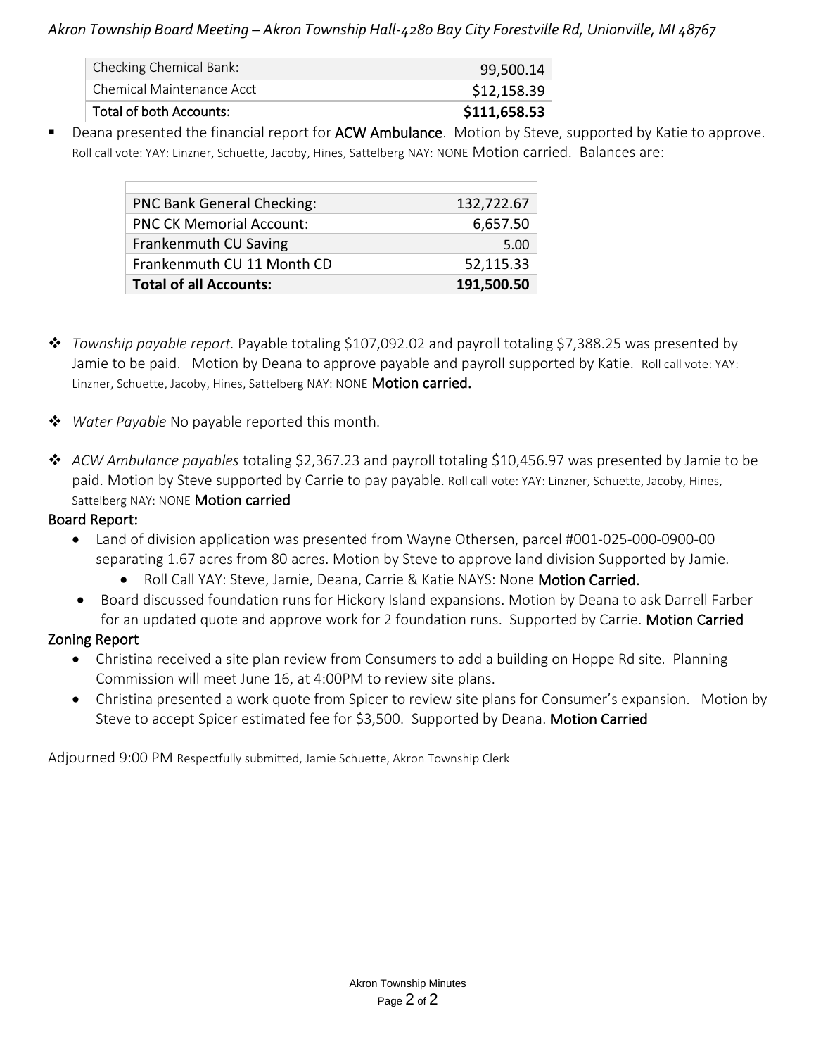| | |
|---|---|
| Checking Chemical Bank: | 99,500.14 |
| Chemical Maintenance Acct | $12,158.39 |
| Total of both Accounts: | **$111,658.53** |

- Deana presented the financial report for ACW Ambulance. Motion by Steve, supported by Katie to approve. Roll call vote: YAY: Linzner, Schuette, Jacoby, Hines, Sattelberg NAY: NONE Motion carried. Balances are:

| | |
|---|---|
| PNC Bank General Checking: | 132,722.67 |
| PNC CK Memorial Account: | 6,657.50 |
| Frankenmuth CU Saving | 5.00 |
| Frankenmuth CU 11 Month CD | 52,115.33 |
| **Total of all Accounts:** | **191,500.50** |

- *Township payable report.* Payable totaling $107,092.02 and payroll totaling $7,388.25 was presented by Jamie to be paid. Motion by Deana to approve payable and payroll supported by Katie. Roll call vote: YAY: Linzner, Schuette, Jacoby, Hines, Sattelberg NAY: NONE Motion carried.

- *Water Payable* No payable reported this month.

- *ACW Ambulance payables* totaling $2,367.23 and payroll totaling $10,456.97 was presented by Jamie to be paid. Motion by Steve supported by Carrie to pay payable. Roll call vote: YAY: Linzner, Schuette, Jacoby, Hines, Sattelberg NAY: NONE Motion carried

## Board Report:

- Land of division application was presented from Wayne Othersen, parcel #001-025-000-0900-00 separating 1.67 acres from 80 acres. Motion by Steve to approve land division Supported by Jamie.
  - Roll Call YAY: Steve, Jamie, Deana, Carrie & Katie NAYS: None Motion Carried.
- Board discussed foundation runs for Hickory Island expansions. Motion by Deana to ask Darrell Farber for an updated quote and approve work for 2 foundation runs. Supported by Carrie. Motion Carried

## Zoning Report

- Christina received a site plan review from Consumers to add a building on Hoppe Rd site. Planning Commission will meet June 16, at 4:00PM to review site plans.
- Christina presented a work quote from Spicer to review site plans for Consumer's expansion. Motion by Steve to accept Spicer estimated fee for $3,500. Supported by Deana. Motion Carried

Adjourned 9:00 PM Respectfully submitted, Jamie Schuette, Akron Township Clerk